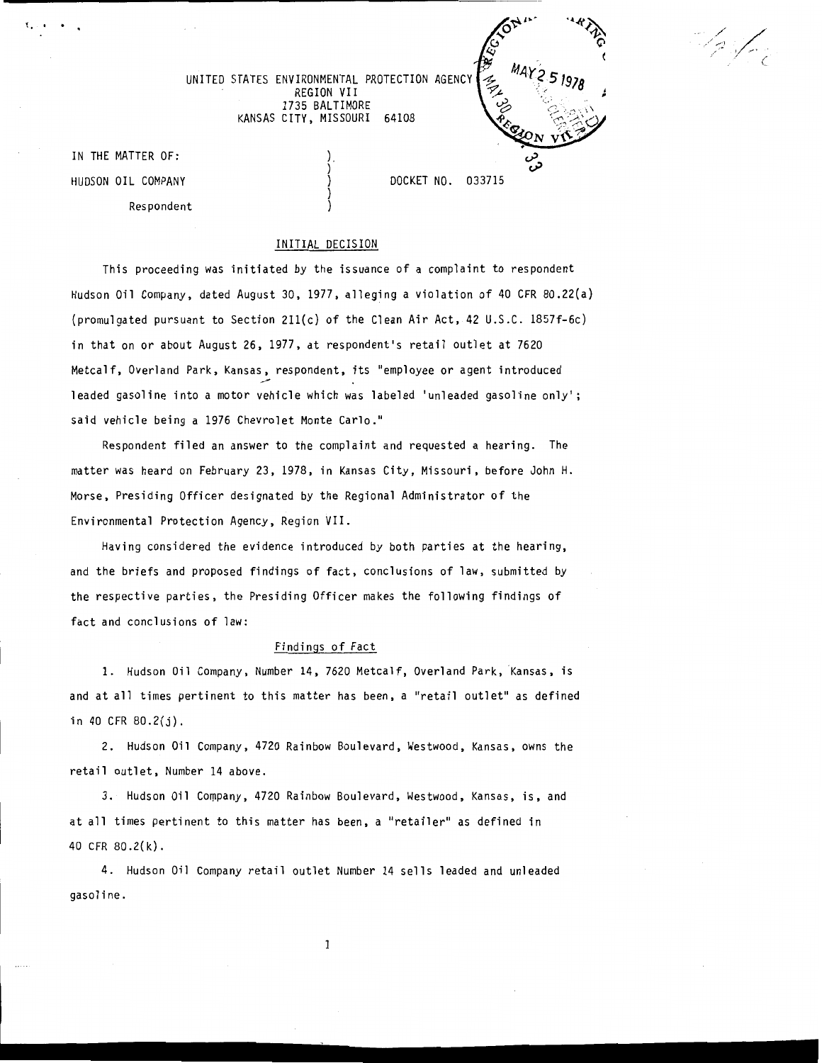UNITED STATES ENVIRONMENTAL PROTECTION AGENCY
REGION VII
1735 BALTIMORE
KANSAS CITY, MISSOURI 64108

IN THE MATTER OF:

HUDSON OIL COMPANY

Respondent

DOCKET NO. 033715

## INITIAL DECISION

This proceeding was initiated by the issuance of a complaint to respondent Hudson Oil Company, dated August 30, 1977, alleging a violation of 40 CFR 80.22(a) (promulgated pursuant to Section 211(c) of the Clean Air Act, 42 U.S.C. 1857f-6c) in that on or about August 26, 1977, at respondent's retail outlet at 7620 Metcalf, Overland Park, Kansas, respondent, its "employee or agent introduced leaded gasoline into a motor vehicle which was labeled 'unleaded gasoline only'; said vehicle being a 1976 Chevrolet Monte Carlo."

Respondent filed an answer to the complaint and requested a hearing. The matter was heard on February 23, 1978, in Kansas City, Missouri, before John H. Morse, Presiding Officer designated by the Regional Administrator of the Environmental Protection Agency, Region VII.

Having considered the evidence introduced by both parties at the hearing, and the briefs and proposed findings of fact, conclusions of law, submitted by the respective parties, the Presiding Officer makes the following findings of fact and conclusions of law:

### Findings of Fact

1. Hudson Oil Company, Number 14, 7620 Metcalf, Overland Park, Kansas, is and at all times pertinent to this matter has been, a "retail outlet" as defined in 40 CFR 80.2(j).

2. Hudson Oil Company, 4720 Rainbow Boulevard, Westwood, Kansas, owns the retail outlet, Number 14 above.

3. Hudson Oil Company, 4720 Rainbow Boulevard, Westwood, Kansas, is, and at all times pertinent to this matter has been, a "retailer" as defined in 40 CFR 80.2(k).

4. Hudson Oil Company retail outlet Number 14 sells leaded and unleaded gasoline.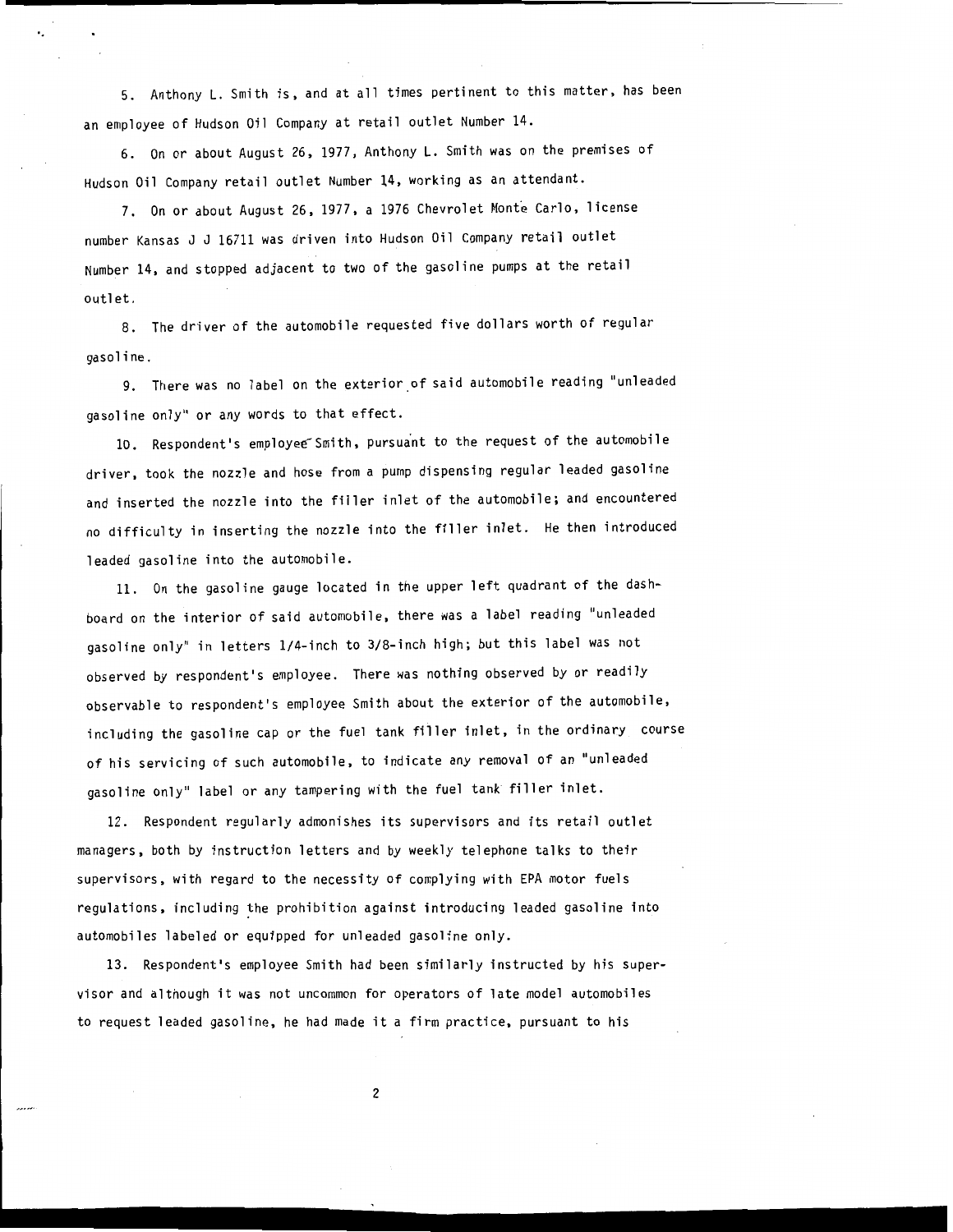5. Anthony L. Smith is, and at all times pertinent to this matter, has been an employee of Hudson Oil Company at retail outlet Number 14.

6. On or about August 26, 1977, Anthony L. Smith was on the premises of Hudson Oil Company retail outlet Number 14, working as an attendant.

7. On or about August 26, 1977, a 1976 Chevrolet Monte Carlo, license number Kansas J J 16711 was driven into Hudson Oil Company retail outlet Number 14, and stopped adjacent to two of the gasoline pumps at the retail outlet.

8. The driver of the automobile requested five dollars worth of regular gasoline.

9. There was no label on the exterior of said automobile reading "unleaded gasoline only" or any words to that effect.

10. Respondent's employee Smith, pursuant to the request of the automobile driver, took the nozzle and hose from a pump dispensing regular leaded gasoline and inserted the nozzle into the filler inlet of the automobile; and encountered no difficulty in inserting the nozzle into the filler inlet. He then introduced leaded gasoline into the automobile.

11. On the gasoline gauge located in the upper left quadrant of the dashboard on the interior of said automobile, there was a label reading "unleaded gasoline only" in letters 1/4-inch to 3/8-inch high; but this label was not observed by respondent's employee. There was nothing observed by or readily observable to respondent's employee Smith about the exterior of the automobile, including the gasoline cap or the fuel tank filler inlet, in the ordinary course of his servicing of such automobile, to indicate any removal of an "unleaded gasoline only" label or any tampering with the fuel tank filler inlet.

12. Respondent regularly admonishes its supervisors and its retail outlet managers, both by instruction letters and by weekly telephone talks to their supervisors, with regard to the necessity of complying with EPA motor fuels regulations, including the prohibition against introducing leaded gasoline into automobiles labeled or equipped for unleaded gasoline only.

13. Respondent's employee Smith had been similarly instructed by his supervisor and although it was not uncommon for operators of late model automobiles to request leaded gasoline, he had made it a firm practice, pursuant to his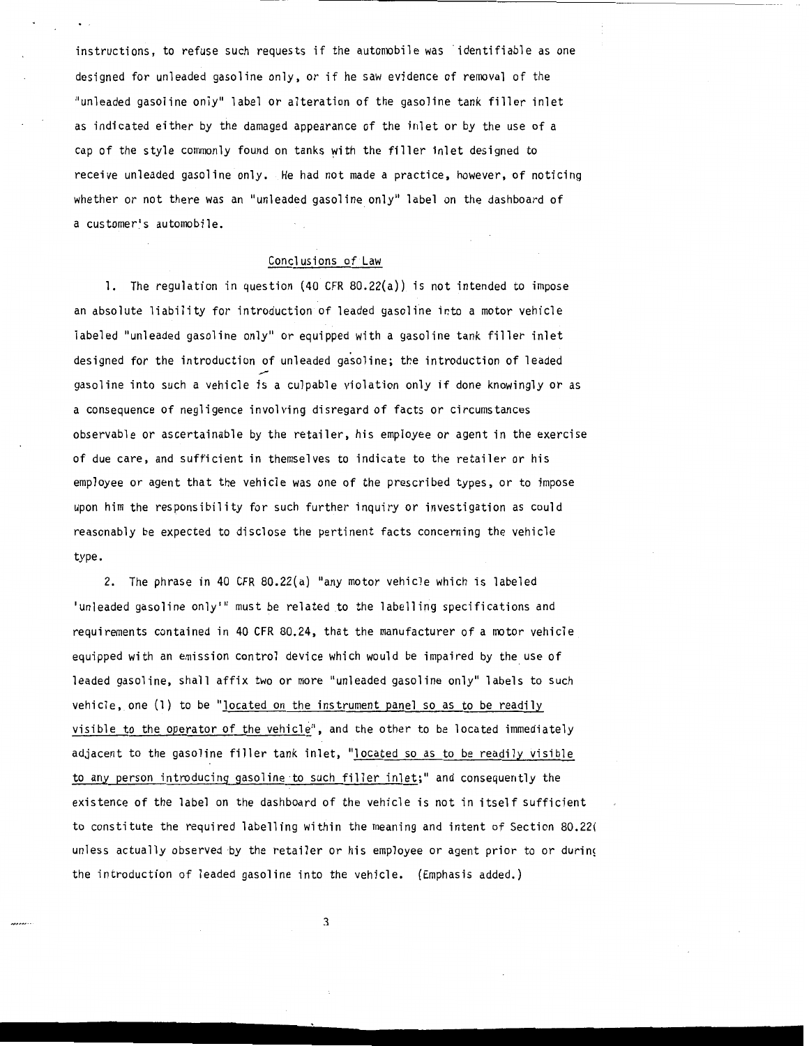instructions, to refuse such requests if the automobile was identifiable as one designed for unleaded gasoline only, or if he saw evidence of removal of the "unleaded gasoline only" label or alteration of the gasoline tank filler inlet as indicated either by the damaged appearance of the inlet or by the use of a cap of the style commonly found on tanks with the filler inlet designed to receive unleaded gasoline only. He had not made a practice, however, of noticing whether or not there was an "unleaded gasoline only" label on the dashboard of a customer's automobile.

## Conclusions of Law

1. The regulation in question (40 CFR 80.22(a)) is not intended to impose an absolute liability for introduction of leaded gasoline into a motor vehicle labeled "unleaded gasoline only" or equipped with a gasoline tank filler inlet designed for the introduction of unleaded gasoline; the introduction of leaded gasoline into such a vehicle is a culpable violation only if done knowingly or as a consequence of negligence involving disregard of facts or circumstances observable or ascertainable by the retailer, his employee or agent in the exercise of due care, and sufficient in themselves to indicate to the retailer or his employee or agent that the vehicle was one of the prescribed types, or to impose upon him the responsibility for such further inquiry or investigation as could reasonably be expected to disclose the pertinent facts concerning the vehicle type.

2. The phrase in 40 CFR 80.22(a) "any motor vehicle which is labeled 'unleaded gasoline only'" must be related to the labelling specifications and requirements contained in 40 CFR 80.24, that the manufacturer of a motor vehicle equipped with an emission control device which would be impaired by the use of leaded gasoline, shall affix two or more "unleaded gasoline only" labels to such vehicle, one (1) to be "<u>located on the instrument panel so as to be readily visible to the operator of the vehicle</u>", and the other to be located immediately adjacent to the gasoline filler tank inlet, "<u>located so as to be readily visible to any person introducing gasoline to such filler inlet</u>;" and consequently the existence of the label on the dashboard of the vehicle is not in itself sufficient to constitute the required labelling within the meaning and intent of Section 80.22( unless actually observed by the retailer or his employee or agent prior to or durin the introduction of leaded gasoline into the vehicle. (Emphasis added.)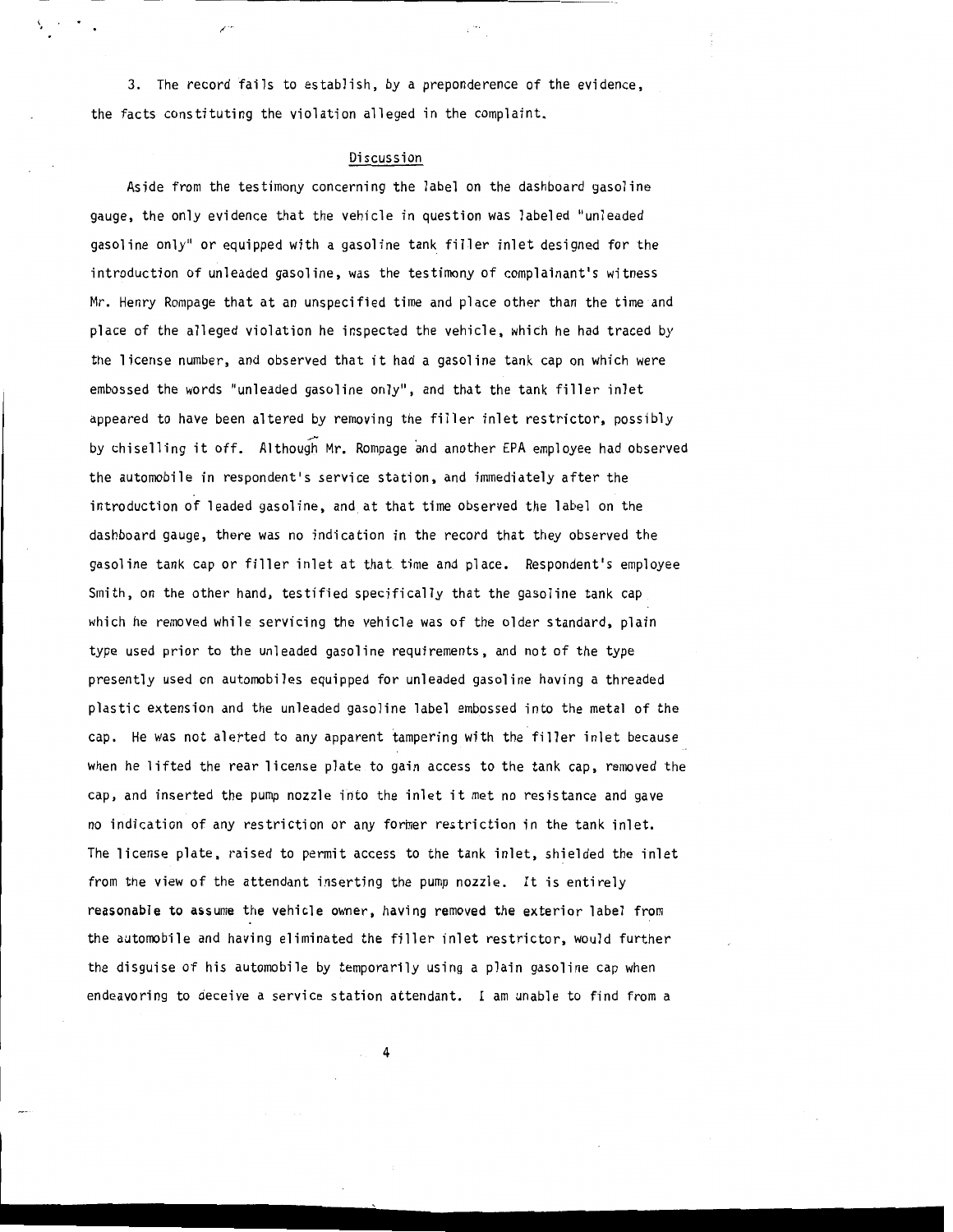3. The record fails to establish, by a preponderence of the evidence, the facts constituting the violation alleged in the complaint.

## Discussion

Aside from the testimony concerning the label on the dashboard gasoline gauge, the only evidence that the vehicle in question was labeled "unleaded gasoline only" or equipped with a gasoline tank filler inlet designed for the introduction of unleaded gasoline, was the testimony of complainant's witness Mr. Henry Rompage that at an unspecified time and place other than the time and place of the alleged violation he inspected the vehicle, which he had traced by the license number, and observed that it had a gasoline tank cap on which were embossed the words "unleaded gasoline only", and that the tank filler inlet appeared to have been altered by removing the filler inlet restrictor, possibly by chiselling it off. Although Mr. Rompage and another EPA employee had observed the automobile in respondent's service station, and immediately after the introduction of leaded gasoline, and at that time observed the label on the dashboard gauge, there was no indication in the record that they observed the gasoline tank cap or filler inlet at that time and place. Respondent's employee Smith, on the other hand, testified specifically that the gasoline tank cap which he removed while servicing the vehicle was of the older standard, plain type used prior to the unleaded gasoline requirements, and not of the type presently used on automobiles equipped for unleaded gasoline having a threaded plastic extension and the unleaded gasoline label embossed into the metal of the cap. He was not alerted to any apparent tampering with the filler inlet because when he lifted the rear license plate to gain access to the tank cap, removed the cap, and inserted the pump nozzle into the inlet it met no resistance and gave no indication of any restriction or any former restriction in the tank inlet. The license plate, raised to permit access to the tank inlet, shielded the inlet from the view of the attendant inserting the pump nozzle. It is entirely reasonable to assume the vehicle owner, having removed the exterior label from the automobile and having eliminated the filler inlet restrictor, would further the disguise of his automobile by temporarily using a plain gasoline cap when endeavoring to deceive a service station attendant. I am unable to find from a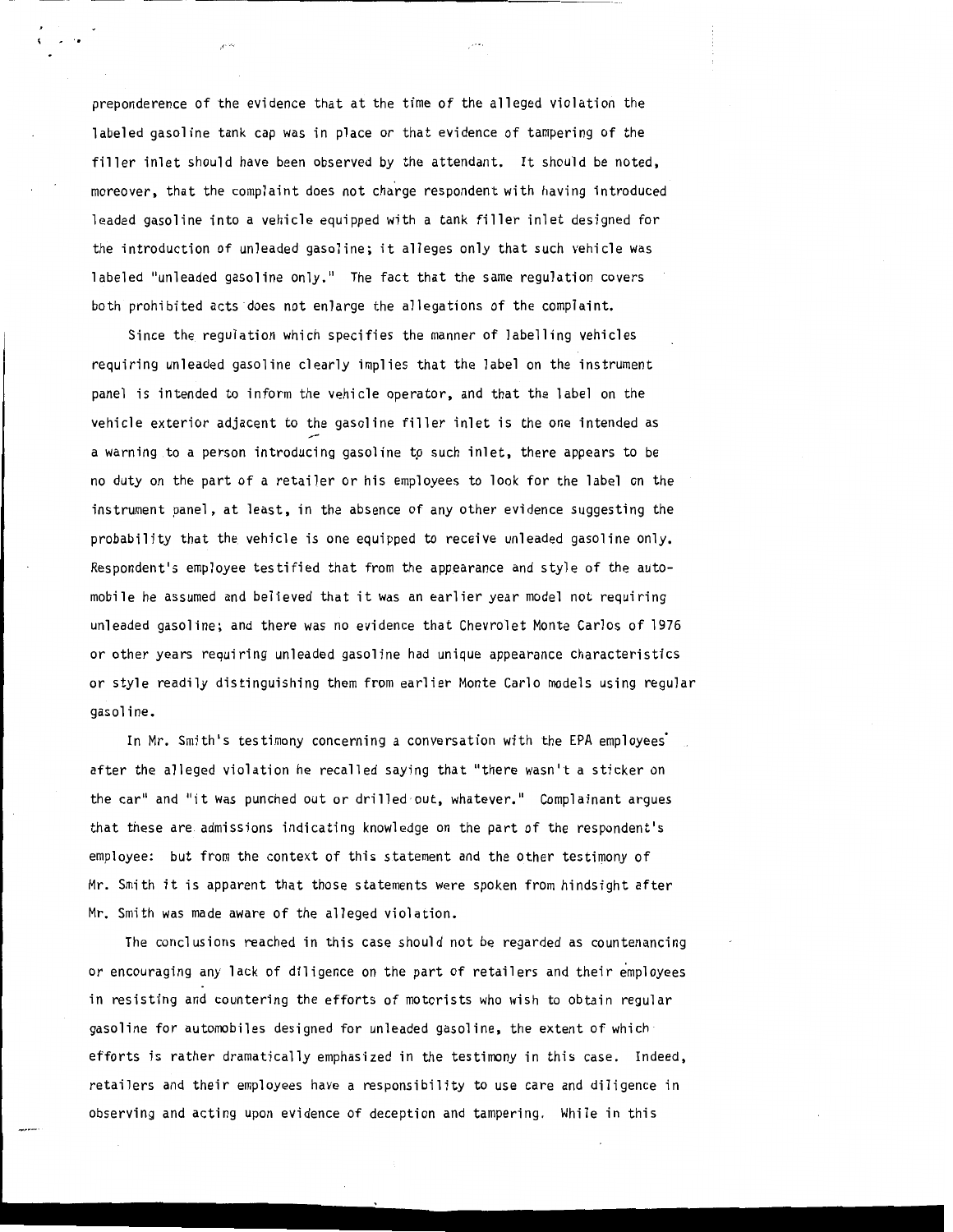preponderence of the evidence that at the time of the alleged violation the labeled gasoline tank cap was in place or that evidence of tampering of the filler inlet should have been observed by the attendant. It should be noted, moreover, that the complaint does not charge respondent with having introduced leaded gasoline into a vehicle equipped with a tank filler inlet designed for the introduction of unleaded gasoline; it alleges only that such vehicle was labeled "unleaded gasoline only." The fact that the same regulation covers both prohibited acts does not enlarge the allegations of the complaint.

Since the regulation which specifies the manner of labelling vehicles requiring unleaded gasoline clearly implies that the label on the instrument panel is intended to inform the vehicle operator, and that the label on the vehicle exterior adjacent to the gasoline filler inlet is the one intended as a warning to a person introducing gasoline to such inlet, there appears to be no duty on the part of a retailer or his employees to look for the label on the instrument panel, at least, in the absence of any other evidence suggesting the probability that the vehicle is one equipped to receive unleaded gasoline only. Respondent's employee testified that from the appearance and style of the automobile he assumed and believed that it was an earlier year model not requiring unleaded gasoline; and there was no evidence that Chevrolet Monte Carlos of 1976 or other years requiring unleaded gasoline had unique appearance characteristics or style readily distinguishing them from earlier Monte Carlo models using regular gasoline.

In Mr. Smith's testimony concerning a conversation with the EPA employees after the alleged violation he recalled saying that "there wasn't a sticker on the car" and "it was punched out or drilled out, whatever." Complainant argues that these are admissions indicating knowledge on the part of the respondent's employee: but from the context of this statement and the other testimony of Mr. Smith it is apparent that those statements were spoken from hindsight after Mr. Smith was made aware of the alleged violation.

The conclusions reached in this case should not be regarded as countenancing or encouraging any lack of diligence on the part of retailers and their employees in resisting and countering the efforts of motorists who wish to obtain regular gasoline for automobiles designed for unleaded gasoline, the extent of which efforts is rather dramatically emphasized in the testimony in this case. Indeed, retailers and their employees have a responsibility to use care and diligence in observing and acting upon evidence of deception and tampering. While in this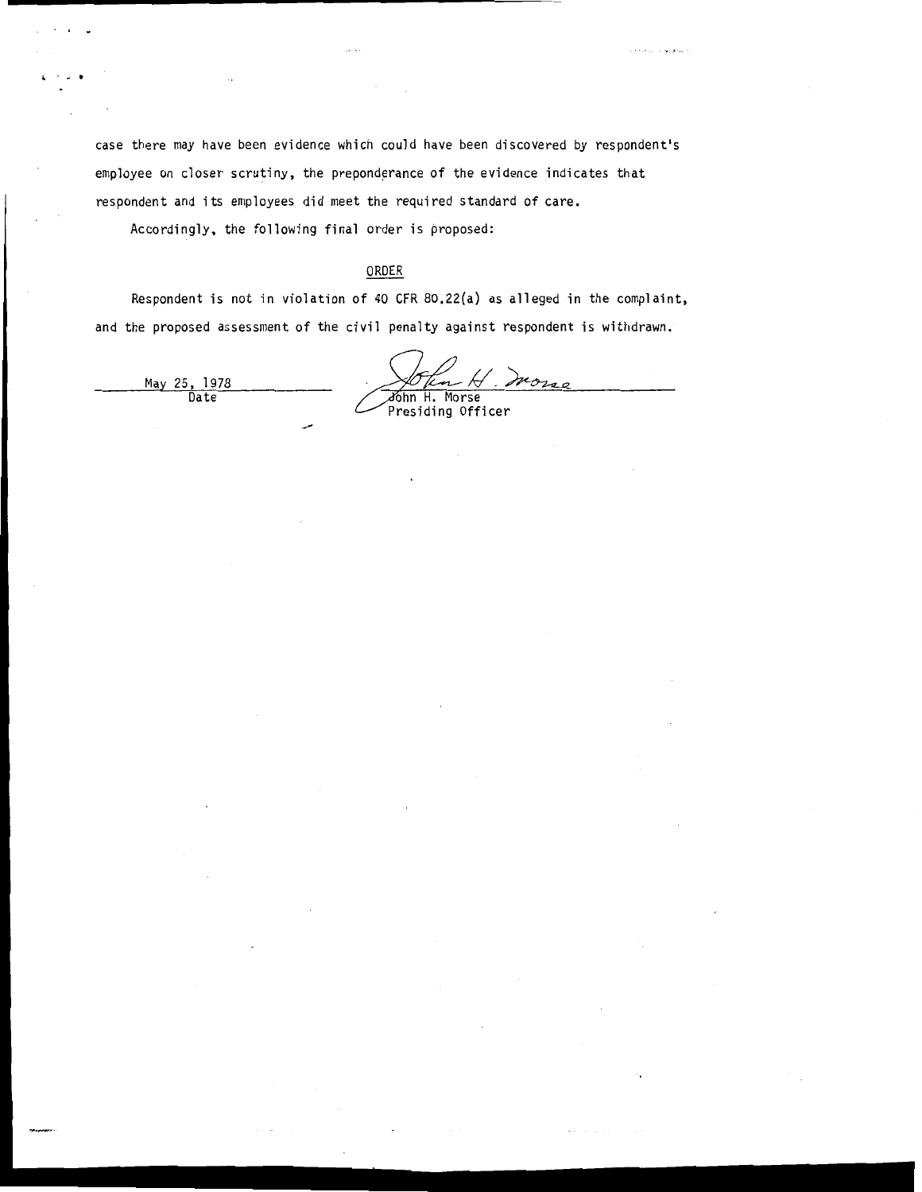case there may have been evidence which could have been discovered by respondent's employee on closer scrutiny, the preponderance of the evidence indicates that respondent and its employees did meet the required standard of care.

Accordingly, the following final order is proposed:

## ORDER

Respondent is not in violation of 40 CFR 80.22(a) as alleged in the complaint, and the proposed assessment of the civil penalty against respondent is withdrawn.

May 25, 1978
Date

John H. Morse
Presiding Officer